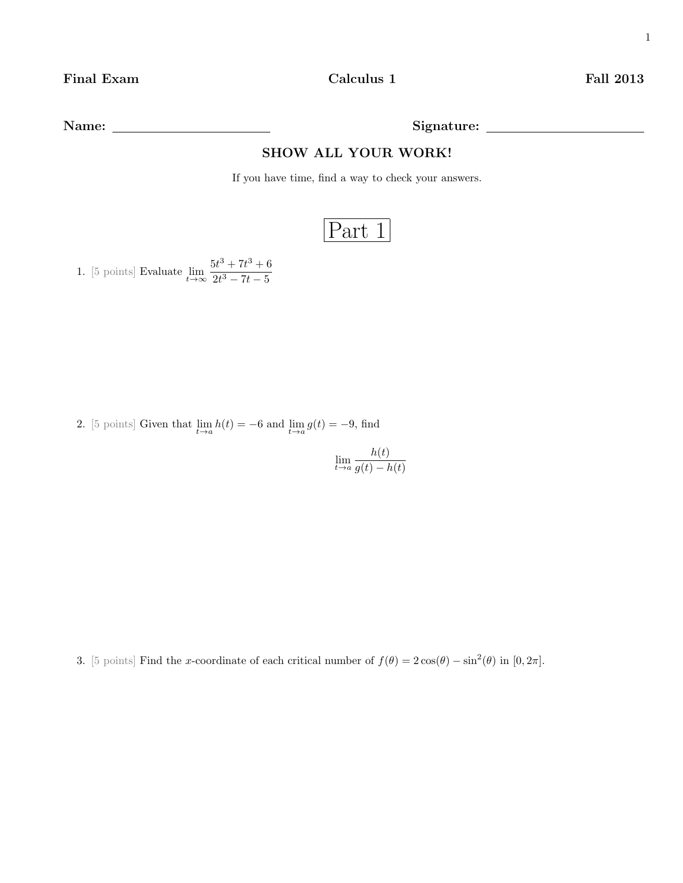**Final Exam** **Calculus 1** **Fall 2013**

**Name:** ______________________ **Signature:** ______________________

**SHOW ALL YOUR WORK!**

If you have time, find a way to check your answers.

# Part 1

1. [5 points] Evaluate $\lim_{t\to\infty} \frac{5t^3 + 7t^3 + 6}{2t^3 - 7t - 5}$

2. [5 points] Given that $\lim_{t\to a} h(t) = -6$ and $\lim_{t\to a} g(t) = -9$, find

$$\lim_{t\to a} \frac{h(t)}{g(t) - h(t)}$$

3. [5 points] Find the $x$-coordinate of each critical number of $f(\theta) = 2\cos(\theta) - \sin^2(\theta)$ in $[0, 2\pi]$.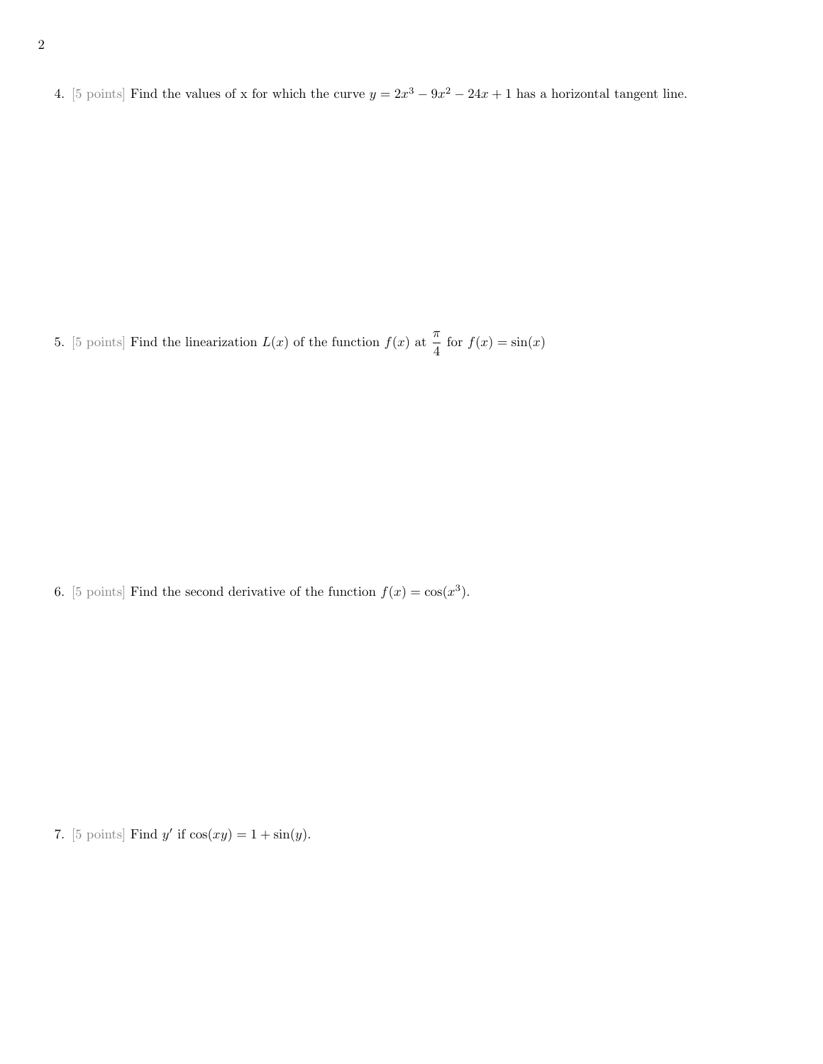4. [5 points] Find the values of x for which the curve $y = 2x^3 - 9x^2 - 24x + 1$ has a horizontal tangent line.

5. [5 points] Find the linearization $L(x)$ of the function $f(x)$ at $\frac{\pi}{4}$ for $f(x) = \sin(x)$

6. [5 points] Find the second derivative of the function $f(x) = \cos(x^3)$.

7. [5 points] Find $y'$ if $\cos(xy) = 1 + \sin(y)$.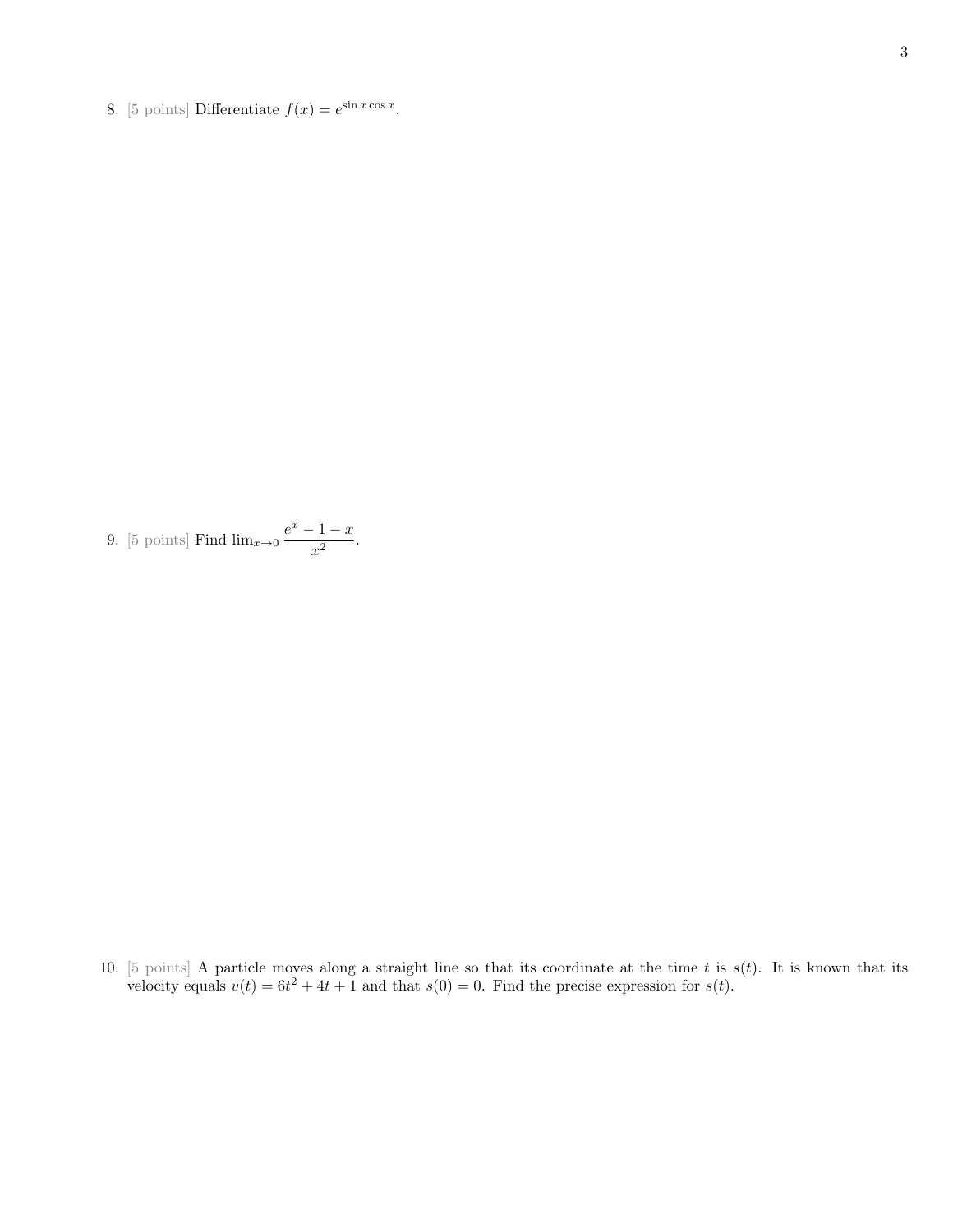8. [5 points] Differentiate $f(x) = e^{\sin x \cos x}$.

9. [5 points] Find $\lim_{x \to 0} \dfrac{e^x - 1 - x}{x^2}$.

10. [5 points] A particle moves along a straight line so that its coordinate at the time $t$ is $s(t)$. It is known that its velocity equals $v(t) = 6t^2 + 4t + 1$ and that $s(0) = 0$. Find the precise expression for $s(t)$.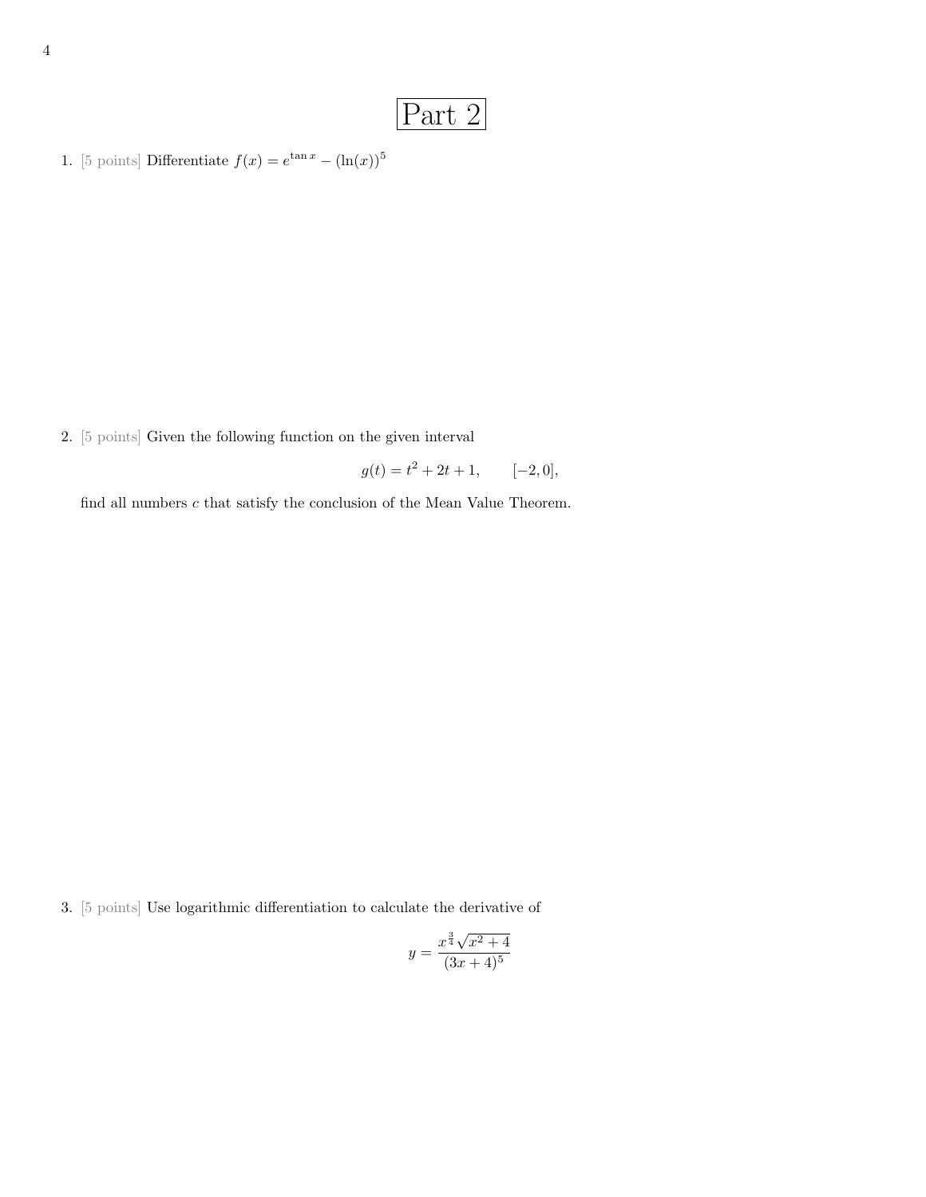# Part 2

1. [5 points] Differentiate $f(x) = e^{\tan x} - (\ln(x))^5$

2. [5 points] Given the following function on the given interval

$$g(t) = t^2 + 2t + 1, \qquad [-2, 0],$$

find all numbers $c$ that satisfy the conclusion of the Mean Value Theorem.

3. [5 points] Use logarithmic differentiation to calculate the derivative of

$$y = \frac{x^{\frac{3}{4}}\sqrt{x^2+4}}{(3x+4)^5}$$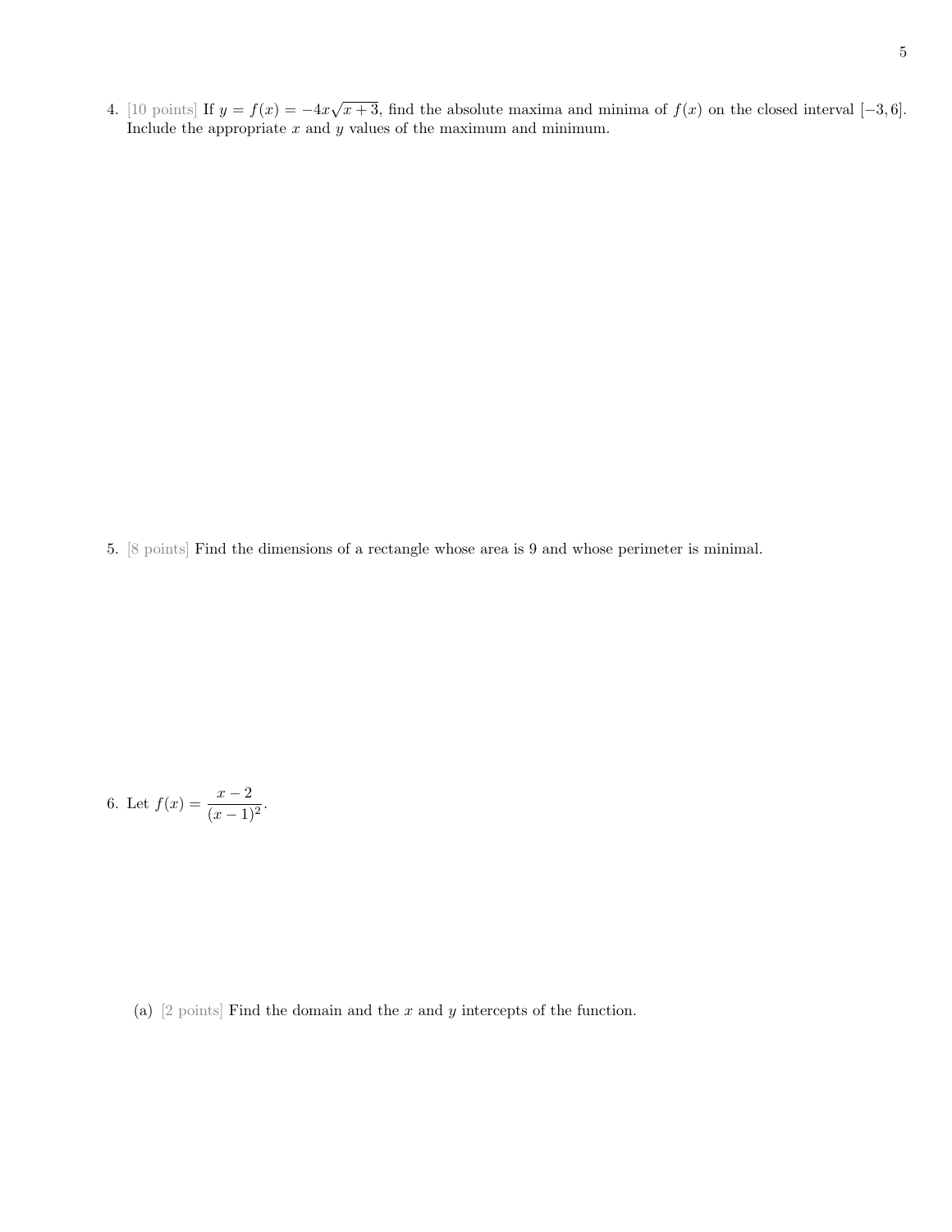4. [10 points] If $y = f(x) = -4x\sqrt{x+3}$, find the absolute maxima and minima of $f(x)$ on the closed interval $[-3, 6]$. Include the appropriate $x$ and $y$ values of the maximum and minimum.

5. [8 points] Find the dimensions of a rectangle whose area is 9 and whose perimeter is minimal.

6. Let $f(x) = \dfrac{x-2}{(x-1)^2}$.

   (a) [2 points] Find the domain and the $x$ and $y$ intercepts of the function.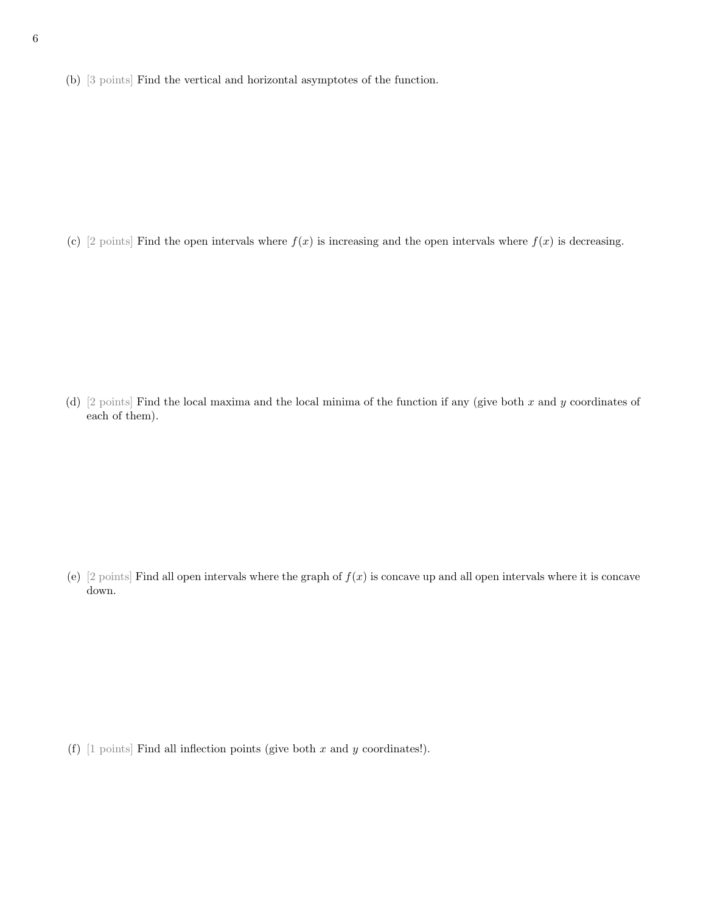(b) [3 points] Find the vertical and horizontal asymptotes of the function.

(c) [2 points] Find the open intervals where $f(x)$ is increasing and the open intervals where $f(x)$ is decreasing.

(d) [2 points] Find the local maxima and the local minima of the function if any (give both $x$ and $y$ coordinates of each of them).

(e) [2 points] Find all open intervals where the graph of $f(x)$ is concave up and all open intervals where it is concave down.

(f) [1 points] Find all inflection points (give both $x$ and $y$ coordinates!).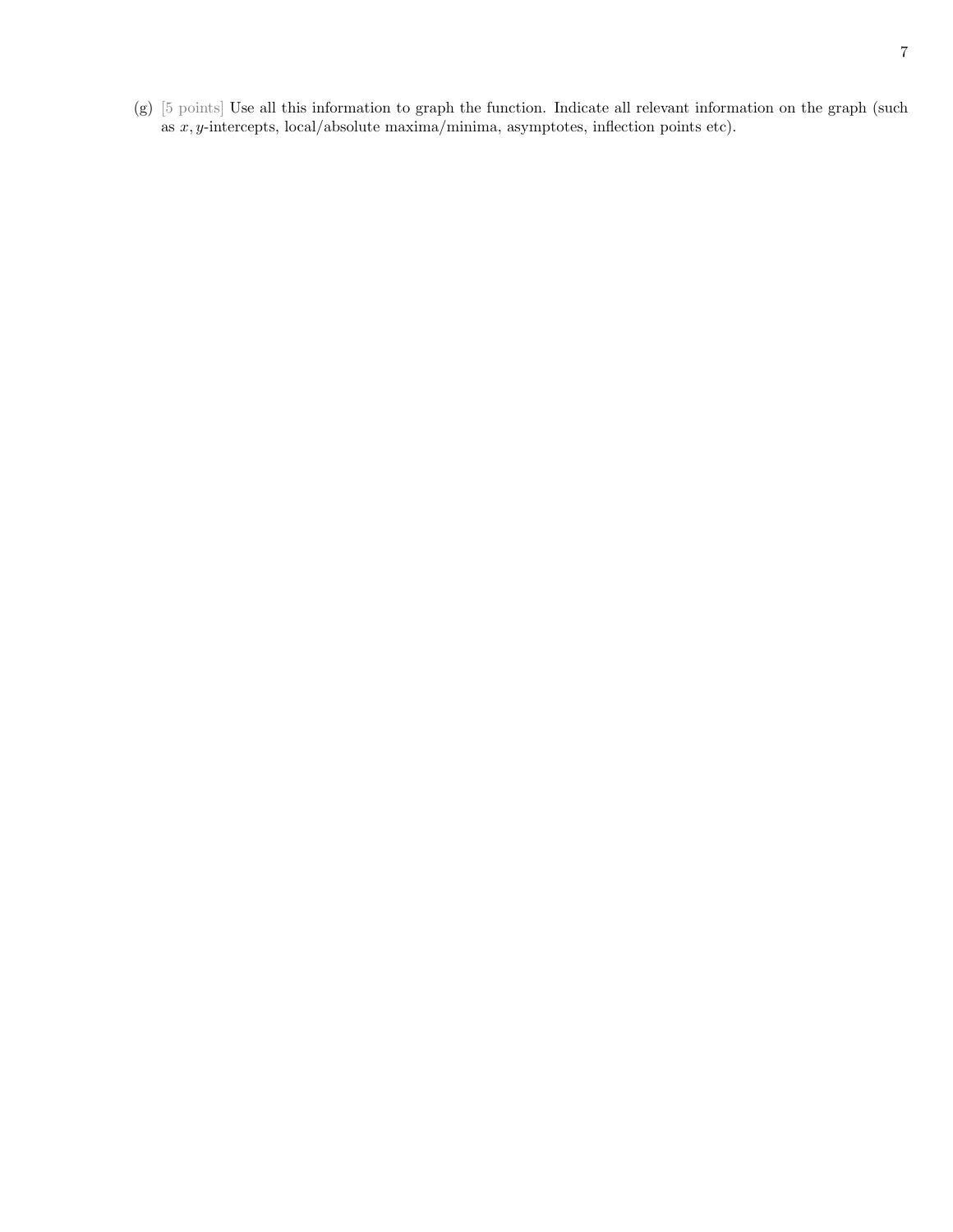(g) [5 points] Use all this information to graph the function. Indicate all relevant information on the graph (such as $x, y$-intercepts, local/absolute maxima/minima, asymptotes, inflection points etc).